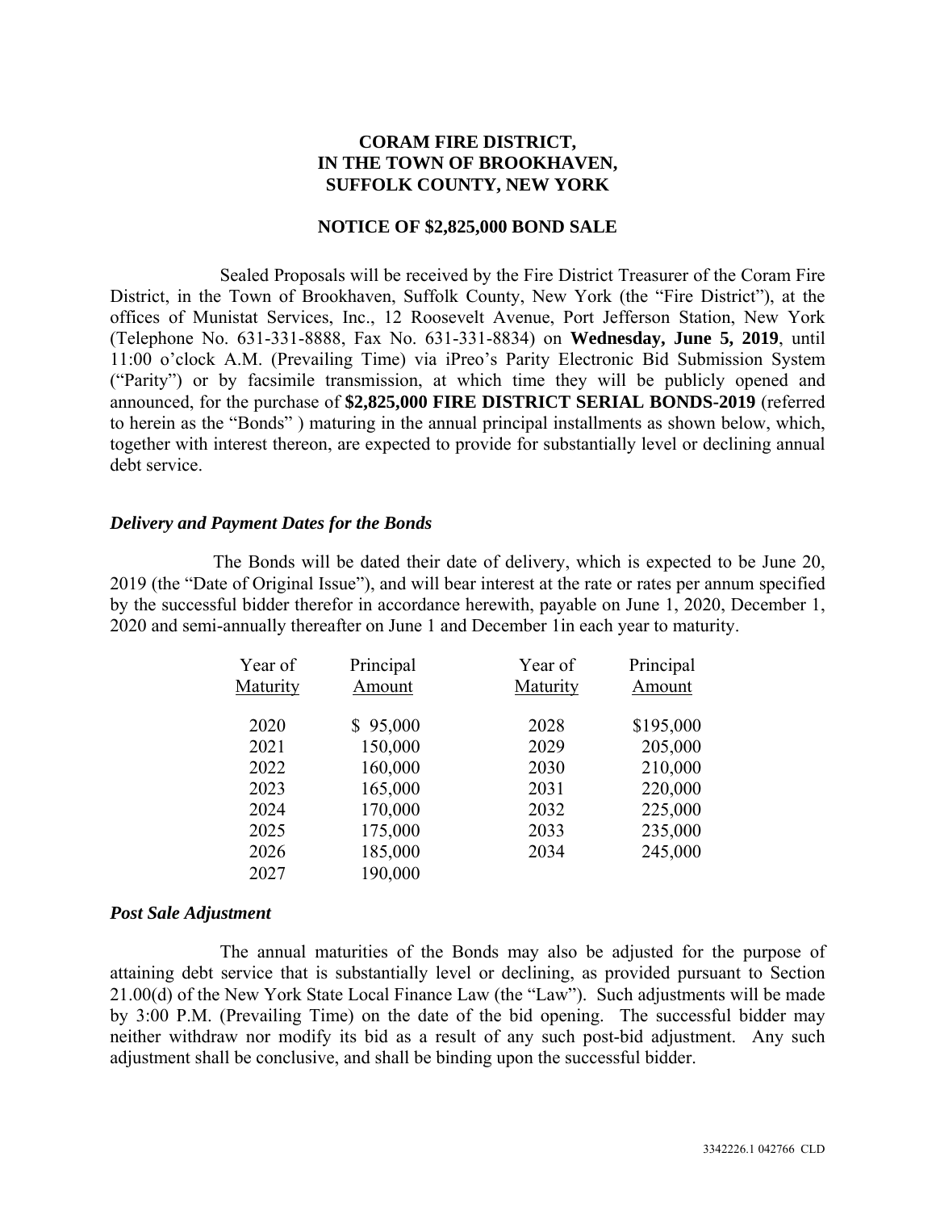# CORAM FIRE DISTRICT,
# IN THE TOWN OF BROOKHAVEN,
# SUFFOLK COUNTY, NEW YORK

## NOTICE OF $2,825,000 BOND SALE

Sealed Proposals will be received by the Fire District Treasurer of the Coram Fire District, in the Town of Brookhaven, Suffolk County, New York (the "Fire District"), at the offices of Munistat Services, Inc., 12 Roosevelt Avenue, Port Jefferson Station, New York (Telephone No. 631-331-8888, Fax No. 631-331-8834) on **Wednesday, June 5, 2019**, until 11:00 o'clock A.M. (Prevailing Time) via iPreo's Parity Electronic Bid Submission System ("Parity") or by facsimile transmission, at which time they will be publicly opened and announced, for the purchase of **$2,825,000 FIRE DISTRICT SERIAL BONDS-2019** (referred to herein as the "Bonds" ) maturing in the annual principal installments as shown below, which, together with interest thereon, are expected to provide for substantially level or declining annual debt service.

### *Delivery and Payment Dates for the Bonds*

The Bonds will be dated their date of delivery, which is expected to be June 20, 2019 (the "Date of Original Issue"), and will bear interest at the rate or rates per annum specified by the successful bidder therefor in accordance herewith, payable on June 1, 2020, December 1, 2020 and semi-annually thereafter on June 1 and December 1in each year to maturity.

| Year of Maturity | Principal Amount | Year of Maturity | Principal Amount |
|---|---|---|---|
| 2020 | $ 95,000 | 2028 | $195,000 |
| 2021 | 150,000 | 2029 | 205,000 |
| 2022 | 160,000 | 2030 | 210,000 |
| 2023 | 165,000 | 2031 | 220,000 |
| 2024 | 170,000 | 2032 | 225,000 |
| 2025 | 175,000 | 2033 | 235,000 |
| 2026 | 185,000 | 2034 | 245,000 |
| 2027 | 190,000 | | |

### *Post Sale Adjustment*

The annual maturities of the Bonds may also be adjusted for the purpose of attaining debt service that is substantially level or declining, as provided pursuant to Section 21.00(d) of the New York State Local Finance Law (the "Law"). Such adjustments will be made by 3:00 P.M. (Prevailing Time) on the date of the bid opening. The successful bidder may neither withdraw nor modify its bid as a result of any such post-bid adjustment. Any such adjustment shall be conclusive, and shall be binding upon the successful bidder.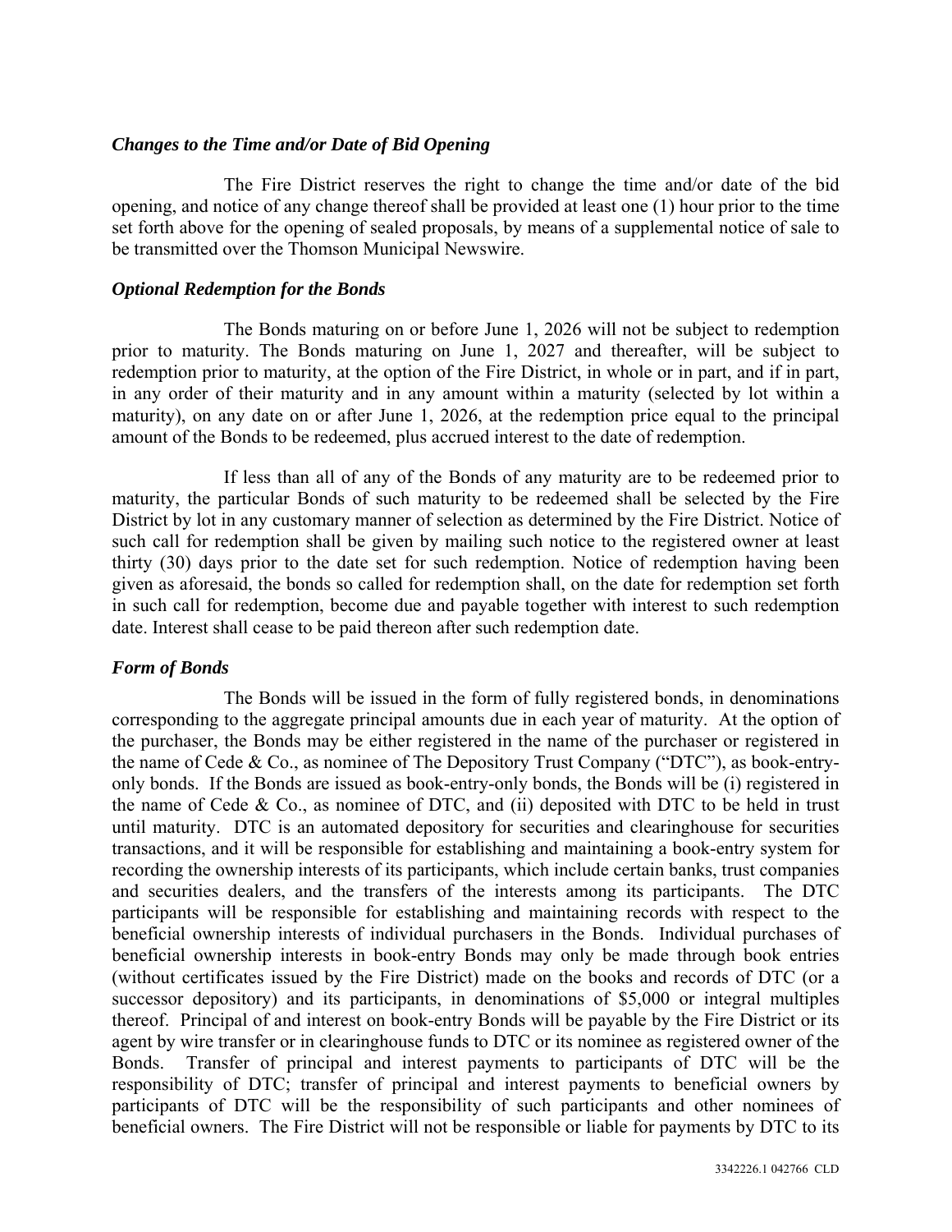### *Changes to the Time and/or Date of Bid Opening*

The Fire District reserves the right to change the time and/or date of the bid opening, and notice of any change thereof shall be provided at least one (1) hour prior to the time set forth above for the opening of sealed proposals, by means of a supplemental notice of sale to be transmitted over the Thomson Municipal Newswire.

### *Optional Redemption for the Bonds*

The Bonds maturing on or before June 1, 2026 will not be subject to redemption prior to maturity. The Bonds maturing on June 1, 2027 and thereafter, will be subject to redemption prior to maturity, at the option of the Fire District, in whole or in part, and if in part, in any order of their maturity and in any amount within a maturity (selected by lot within a maturity), on any date on or after June 1, 2026, at the redemption price equal to the principal amount of the Bonds to be redeemed, plus accrued interest to the date of redemption.

If less than all of any of the Bonds of any maturity are to be redeemed prior to maturity, the particular Bonds of such maturity to be redeemed shall be selected by the Fire District by lot in any customary manner of selection as determined by the Fire District. Notice of such call for redemption shall be given by mailing such notice to the registered owner at least thirty (30) days prior to the date set for such redemption. Notice of redemption having been given as aforesaid, the bonds so called for redemption shall, on the date for redemption set forth in such call for redemption, become due and payable together with interest to such redemption date. Interest shall cease to be paid thereon after such redemption date.

### *Form of Bonds*

The Bonds will be issued in the form of fully registered bonds, in denominations corresponding to the aggregate principal amounts due in each year of maturity. At the option of the purchaser, the Bonds may be either registered in the name of the purchaser or registered in the name of Cede & Co., as nominee of The Depository Trust Company ("DTC"), as book-entry-only bonds. If the Bonds are issued as book-entry-only bonds, the Bonds will be (i) registered in the name of Cede & Co., as nominee of DTC, and (ii) deposited with DTC to be held in trust until maturity. DTC is an automated depository for securities and clearinghouse for securities transactions, and it will be responsible for establishing and maintaining a book-entry system for recording the ownership interests of its participants, which include certain banks, trust companies and securities dealers, and the transfers of the interests among its participants. The DTC participants will be responsible for establishing and maintaining records with respect to the beneficial ownership interests of individual purchasers in the Bonds. Individual purchases of beneficial ownership interests in book-entry Bonds may only be made through book entries (without certificates issued by the Fire District) made on the books and records of DTC (or a successor depository) and its participants, in denominations of $5,000 or integral multiples thereof. Principal of and interest on book-entry Bonds will be payable by the Fire District or its agent by wire transfer or in clearinghouse funds to DTC or its nominee as registered owner of the Bonds. Transfer of principal and interest payments to participants of DTC will be the responsibility of DTC; transfer of principal and interest payments to beneficial owners by participants of DTC will be the responsibility of such participants and other nominees of beneficial owners. The Fire District will not be responsible or liable for payments by DTC to its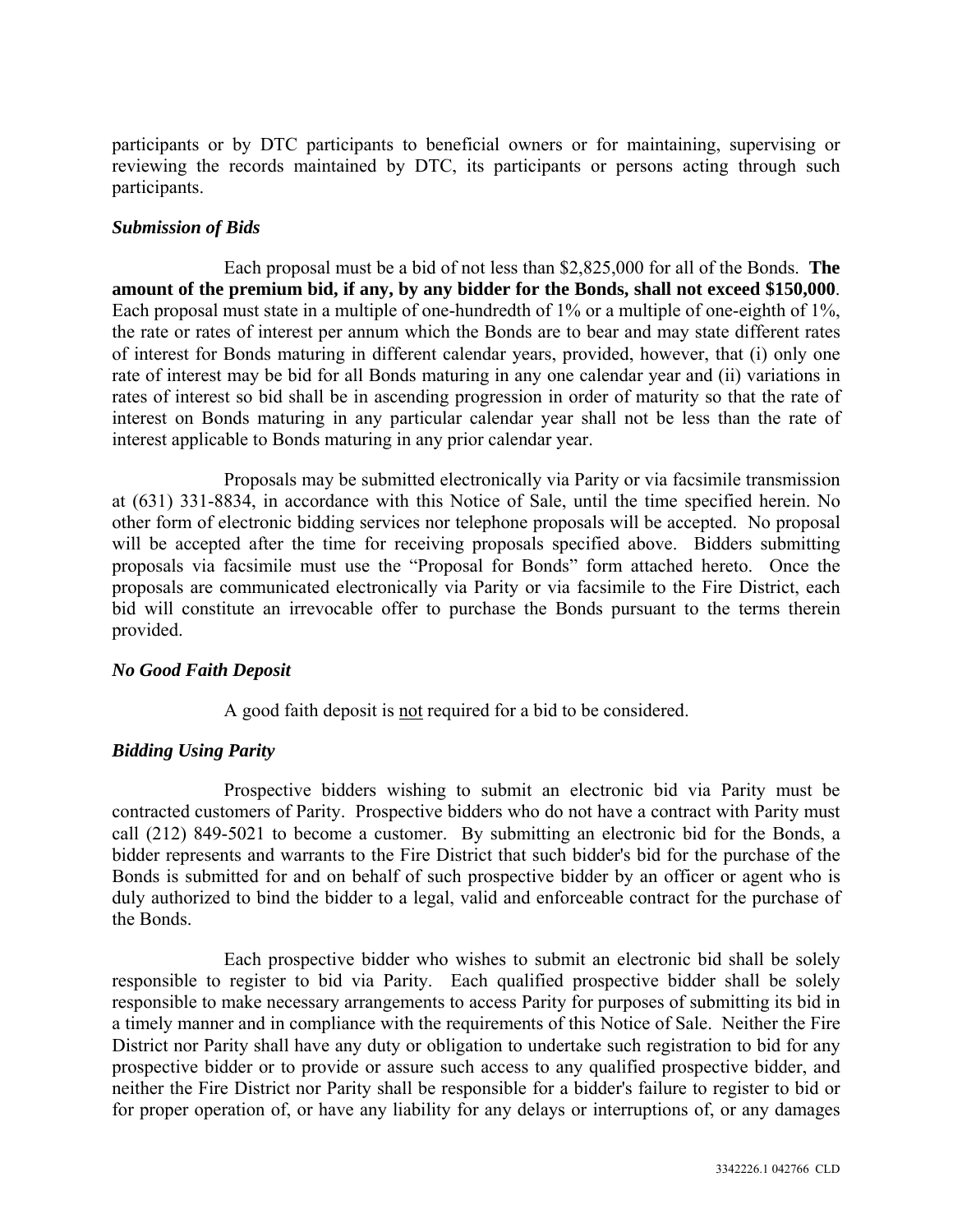participants or by DTC participants to beneficial owners or for maintaining, supervising or reviewing the records maintained by DTC, its participants or persons acting through such participants.

### *Submission of Bids*

Each proposal must be a bid of not less than $2,825,000 for all of the Bonds. **The amount of the premium bid, if any, by any bidder for the Bonds, shall not exceed $150,000**. Each proposal must state in a multiple of one-hundredth of 1% or a multiple of one-eighth of 1%, the rate or rates of interest per annum which the Bonds are to bear and may state different rates of interest for Bonds maturing in different calendar years, provided, however, that (i) only one rate of interest may be bid for all Bonds maturing in any one calendar year and (ii) variations in rates of interest so bid shall be in ascending progression in order of maturity so that the rate of interest on Bonds maturing in any particular calendar year shall not be less than the rate of interest applicable to Bonds maturing in any prior calendar year.

Proposals may be submitted electronically via Parity or via facsimile transmission at (631) 331-8834, in accordance with this Notice of Sale, until the time specified herein. No other form of electronic bidding services nor telephone proposals will be accepted. No proposal will be accepted after the time for receiving proposals specified above. Bidders submitting proposals via facsimile must use the "Proposal for Bonds" form attached hereto. Once the proposals are communicated electronically via Parity or via facsimile to the Fire District, each bid will constitute an irrevocable offer to purchase the Bonds pursuant to the terms therein provided.

### *No Good Faith Deposit*

A good faith deposit is <u>not</u> required for a bid to be considered.

### *Bidding Using Parity*

Prospective bidders wishing to submit an electronic bid via Parity must be contracted customers of Parity. Prospective bidders who do not have a contract with Parity must call (212) 849-5021 to become a customer. By submitting an electronic bid for the Bonds, a bidder represents and warrants to the Fire District that such bidder's bid for the purchase of the Bonds is submitted for and on behalf of such prospective bidder by an officer or agent who is duly authorized to bind the bidder to a legal, valid and enforceable contract for the purchase of the Bonds.

Each prospective bidder who wishes to submit an electronic bid shall be solely responsible to register to bid via Parity. Each qualified prospective bidder shall be solely responsible to make necessary arrangements to access Parity for purposes of submitting its bid in a timely manner and in compliance with the requirements of this Notice of Sale. Neither the Fire District nor Parity shall have any duty or obligation to undertake such registration to bid for any prospective bidder or to provide or assure such access to any qualified prospective bidder, and neither the Fire District nor Parity shall be responsible for a bidder's failure to register to bid or for proper operation of, or have any liability for any delays or interruptions of, or any damages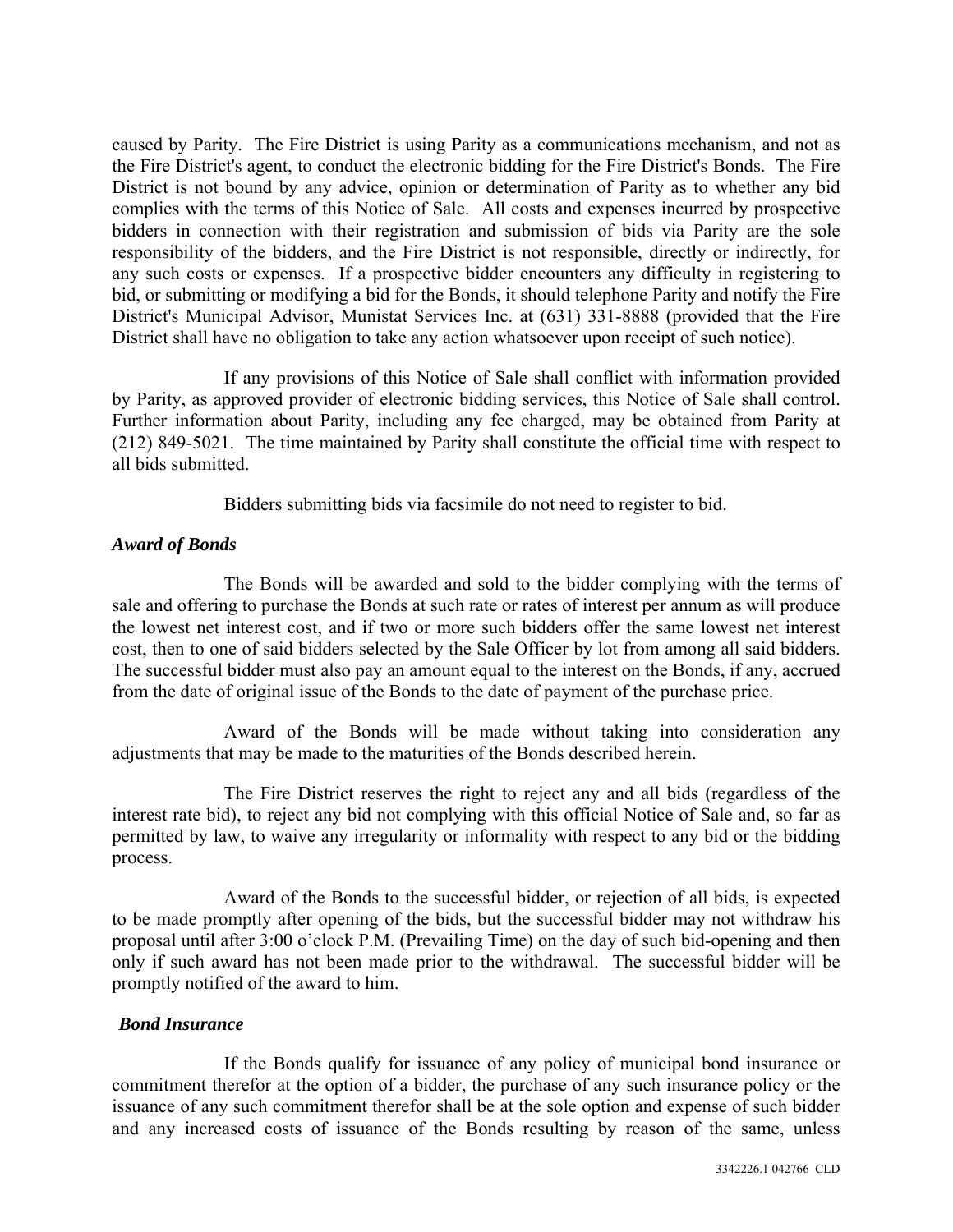caused by Parity. The Fire District is using Parity as a communications mechanism, and not as the Fire District's agent, to conduct the electronic bidding for the Fire District's Bonds. The Fire District is not bound by any advice, opinion or determination of Parity as to whether any bid complies with the terms of this Notice of Sale. All costs and expenses incurred by prospective bidders in connection with their registration and submission of bids via Parity are the sole responsibility of the bidders, and the Fire District is not responsible, directly or indirectly, for any such costs or expenses. If a prospective bidder encounters any difficulty in registering to bid, or submitting or modifying a bid for the Bonds, it should telephone Parity and notify the Fire District's Municipal Advisor, Munistat Services Inc. at (631) 331-8888 (provided that the Fire District shall have no obligation to take any action whatsoever upon receipt of such notice).

If any provisions of this Notice of Sale shall conflict with information provided by Parity, as approved provider of electronic bidding services, this Notice of Sale shall control. Further information about Parity, including any fee charged, may be obtained from Parity at (212) 849-5021. The time maintained by Parity shall constitute the official time with respect to all bids submitted.

Bidders submitting bids via facsimile do not need to register to bid.

***Award of Bonds***

The Bonds will be awarded and sold to the bidder complying with the terms of sale and offering to purchase the Bonds at such rate or rates of interest per annum as will produce the lowest net interest cost, and if two or more such bidders offer the same lowest net interest cost, then to one of said bidders selected by the Sale Officer by lot from among all said bidders. The successful bidder must also pay an amount equal to the interest on the Bonds, if any, accrued from the date of original issue of the Bonds to the date of payment of the purchase price.

Award of the Bonds will be made without taking into consideration any adjustments that may be made to the maturities of the Bonds described herein.

The Fire District reserves the right to reject any and all bids (regardless of the interest rate bid), to reject any bid not complying with this official Notice of Sale and, so far as permitted by law, to waive any irregularity or informality with respect to any bid or the bidding process.

Award of the Bonds to the successful bidder, or rejection of all bids, is expected to be made promptly after opening of the bids, but the successful bidder may not withdraw his proposal until after 3:00 o'clock P.M. (Prevailing Time) on the day of such bid-opening and then only if such award has not been made prior to the withdrawal. The successful bidder will be promptly notified of the award to him.

***Bond Insurance***

If the Bonds qualify for issuance of any policy of municipal bond insurance or commitment therefor at the option of a bidder, the purchase of any such insurance policy or the issuance of any such commitment therefor shall be at the sole option and expense of such bidder and any increased costs of issuance of the Bonds resulting by reason of the same, unless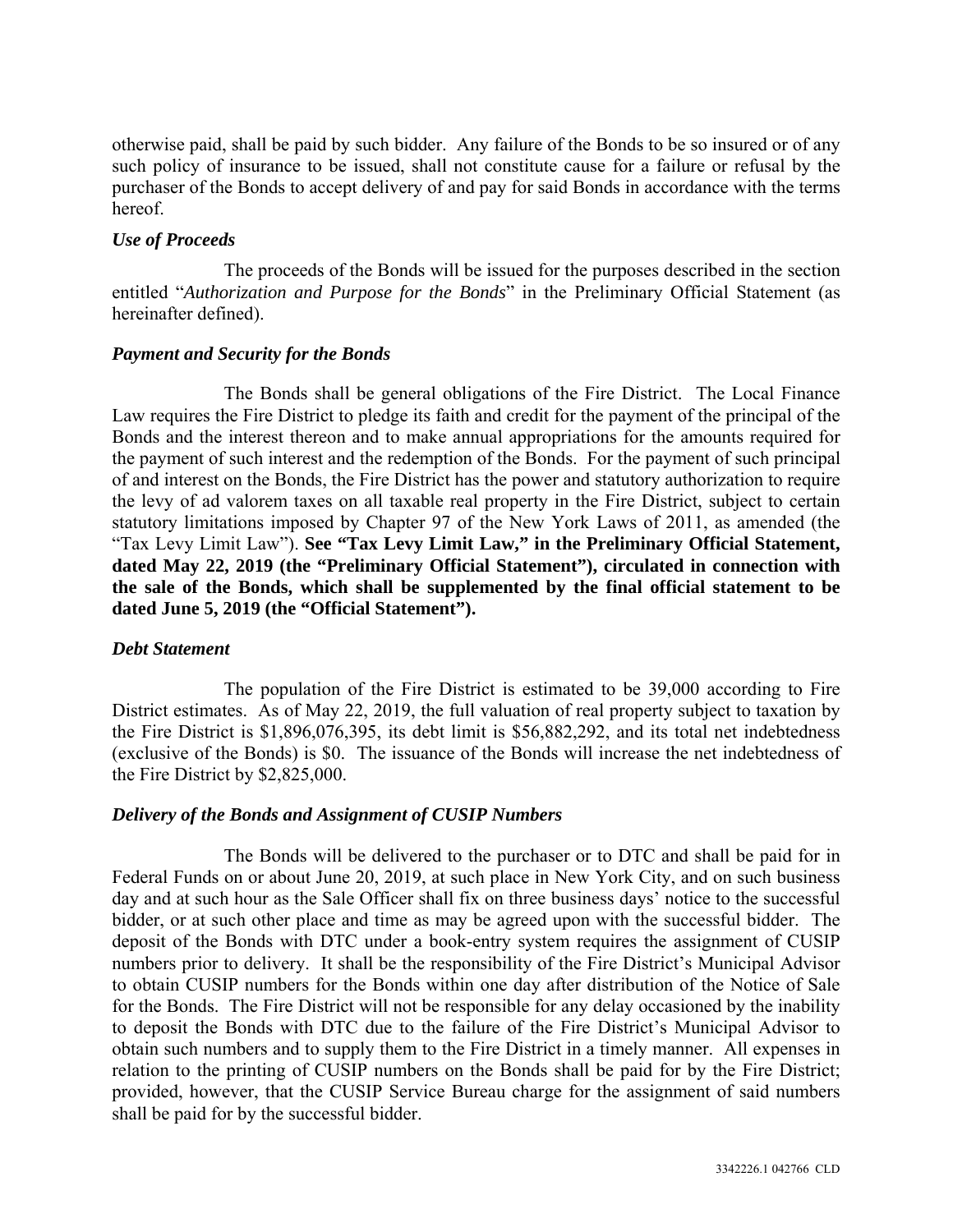otherwise paid, shall be paid by such bidder. Any failure of the Bonds to be so insured or of any such policy of insurance to be issued, shall not constitute cause for a failure or refusal by the purchaser of the Bonds to accept delivery of and pay for said Bonds in accordance with the terms hereof.

### *Use of Proceeds*

The proceeds of the Bonds will be issued for the purposes described in the section entitled "*Authorization and Purpose for the Bonds*" in the Preliminary Official Statement (as hereinafter defined).

### *Payment and Security for the Bonds*

The Bonds shall be general obligations of the Fire District. The Local Finance Law requires the Fire District to pledge its faith and credit for the payment of the principal of the Bonds and the interest thereon and to make annual appropriations for the amounts required for the payment of such interest and the redemption of the Bonds. For the payment of such principal of and interest on the Bonds, the Fire District has the power and statutory authorization to require the levy of ad valorem taxes on all taxable real property in the Fire District, subject to certain statutory limitations imposed by Chapter 97 of the New York Laws of 2011, as amended (the "Tax Levy Limit Law"). **See "Tax Levy Limit Law," in the Preliminary Official Statement, dated May 22, 2019 (the "Preliminary Official Statement"), circulated in connection with the sale of the Bonds, which shall be supplemented by the final official statement to be dated June 5, 2019 (the "Official Statement").**

### *Debt Statement*

The population of the Fire District is estimated to be 39,000 according to Fire District estimates. As of May 22, 2019, the full valuation of real property subject to taxation by the Fire District is $1,896,076,395, its debt limit is $56,882,292, and its total net indebtedness (exclusive of the Bonds) is $0. The issuance of the Bonds will increase the net indebtedness of the Fire District by $2,825,000.

### *Delivery of the Bonds and Assignment of CUSIP Numbers*

The Bonds will be delivered to the purchaser or to DTC and shall be paid for in Federal Funds on or about June 20, 2019, at such place in New York City, and on such business day and at such hour as the Sale Officer shall fix on three business days' notice to the successful bidder, or at such other place and time as may be agreed upon with the successful bidder. The deposit of the Bonds with DTC under a book-entry system requires the assignment of CUSIP numbers prior to delivery. It shall be the responsibility of the Fire District's Municipal Advisor to obtain CUSIP numbers for the Bonds within one day after distribution of the Notice of Sale for the Bonds. The Fire District will not be responsible for any delay occasioned by the inability to deposit the Bonds with DTC due to the failure of the Fire District's Municipal Advisor to obtain such numbers and to supply them to the Fire District in a timely manner. All expenses in relation to the printing of CUSIP numbers on the Bonds shall be paid for by the Fire District; provided, however, that the CUSIP Service Bureau charge for the assignment of said numbers shall be paid for by the successful bidder.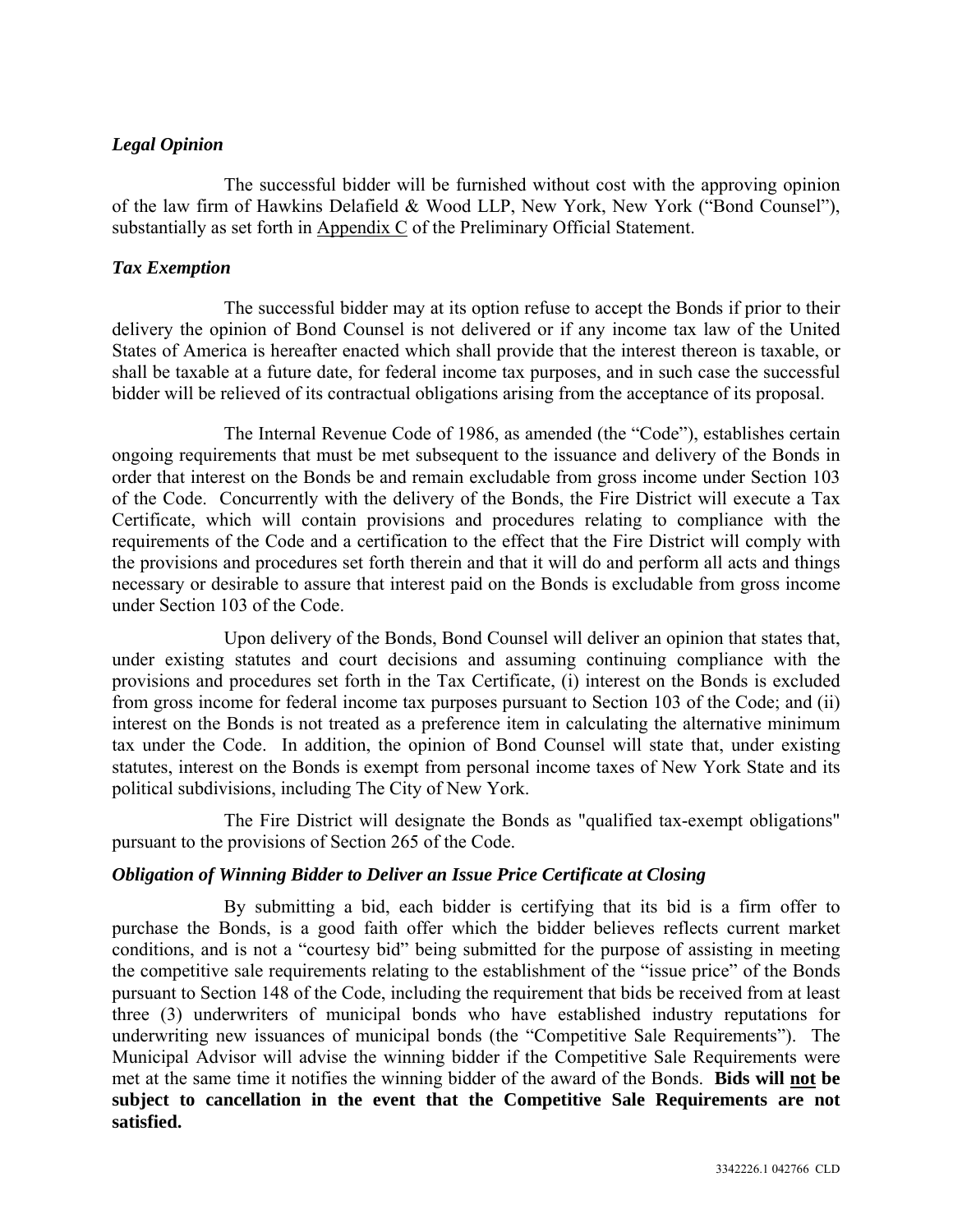### *Legal Opinion*

The successful bidder will be furnished without cost with the approving opinion of the law firm of Hawkins Delafield & Wood LLP, New York, New York ("Bond Counsel"), substantially as set forth in Appendix C of the Preliminary Official Statement.

### *Tax Exemption*

The successful bidder may at its option refuse to accept the Bonds if prior to their delivery the opinion of Bond Counsel is not delivered or if any income tax law of the United States of America is hereafter enacted which shall provide that the interest thereon is taxable, or shall be taxable at a future date, for federal income tax purposes, and in such case the successful bidder will be relieved of its contractual obligations arising from the acceptance of its proposal.

The Internal Revenue Code of 1986, as amended (the "Code"), establishes certain ongoing requirements that must be met subsequent to the issuance and delivery of the Bonds in order that interest on the Bonds be and remain excludable from gross income under Section 103 of the Code. Concurrently with the delivery of the Bonds, the Fire District will execute a Tax Certificate, which will contain provisions and procedures relating to compliance with the requirements of the Code and a certification to the effect that the Fire District will comply with the provisions and procedures set forth therein and that it will do and perform all acts and things necessary or desirable to assure that interest paid on the Bonds is excludable from gross income under Section 103 of the Code.

Upon delivery of the Bonds, Bond Counsel will deliver an opinion that states that, under existing statutes and court decisions and assuming continuing compliance with the provisions and procedures set forth in the Tax Certificate, (i) interest on the Bonds is excluded from gross income for federal income tax purposes pursuant to Section 103 of the Code; and (ii) interest on the Bonds is not treated as a preference item in calculating the alternative minimum tax under the Code. In addition, the opinion of Bond Counsel will state that, under existing statutes, interest on the Bonds is exempt from personal income taxes of New York State and its political subdivisions, including The City of New York.

The Fire District will designate the Bonds as "qualified tax-exempt obligations" pursuant to the provisions of Section 265 of the Code.

### *Obligation of Winning Bidder to Deliver an Issue Price Certificate at Closing*

By submitting a bid, each bidder is certifying that its bid is a firm offer to purchase the Bonds, is a good faith offer which the bidder believes reflects current market conditions, and is not a "courtesy bid" being submitted for the purpose of assisting in meeting the competitive sale requirements relating to the establishment of the "issue price" of the Bonds pursuant to Section 148 of the Code, including the requirement that bids be received from at least three (3) underwriters of municipal bonds who have established industry reputations for underwriting new issuances of municipal bonds (the "Competitive Sale Requirements"). The Municipal Advisor will advise the winning bidder if the Competitive Sale Requirements were met at the same time it notifies the winning bidder of the award of the Bonds. **Bids will not be subject to cancellation in the event that the Competitive Sale Requirements are not satisfied.**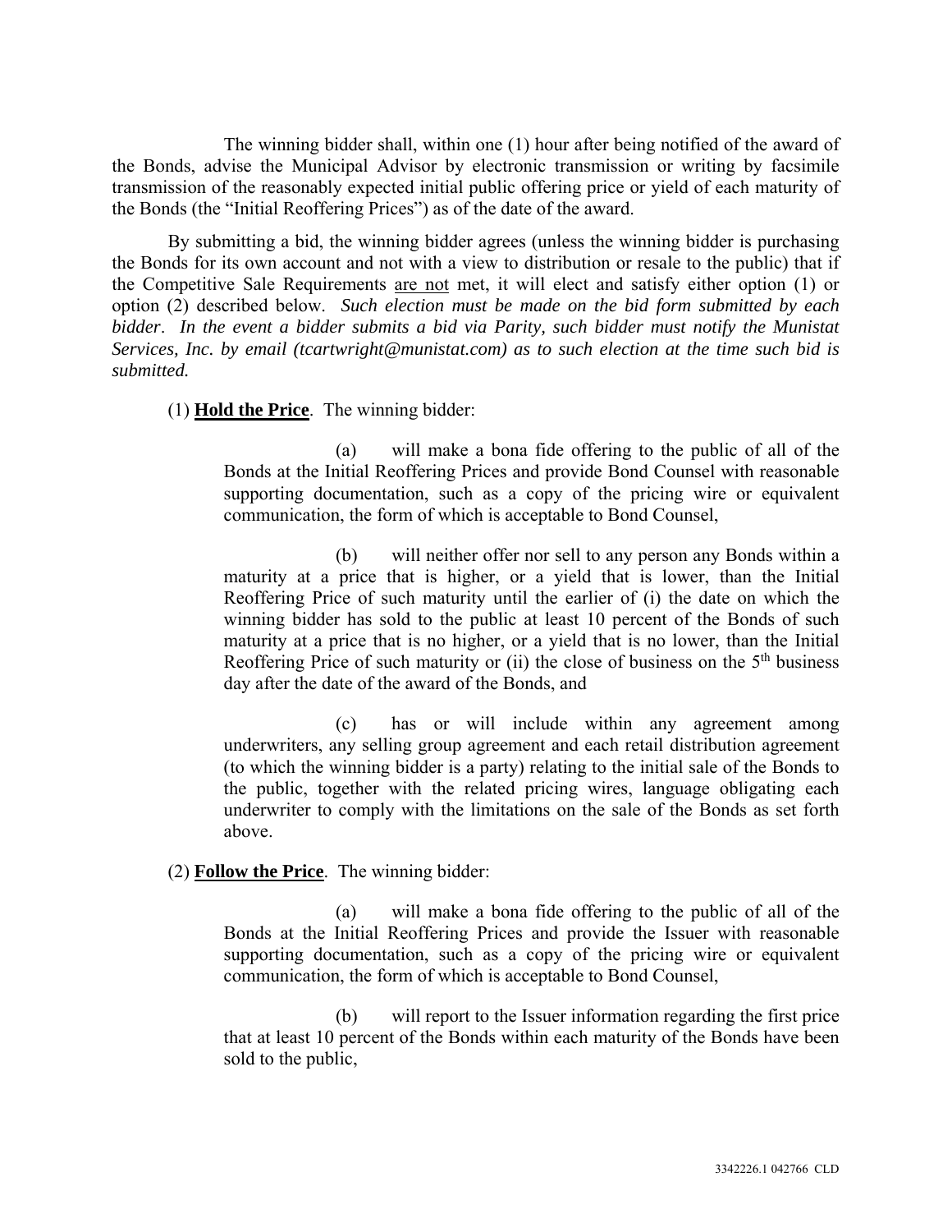The winning bidder shall, within one (1) hour after being notified of the award of the Bonds, advise the Municipal Advisor by electronic transmission or writing by facsimile transmission of the reasonably expected initial public offering price or yield of each maturity of the Bonds (the "Initial Reoffering Prices") as of the date of the award.

By submitting a bid, the winning bidder agrees (unless the winning bidder is purchasing the Bonds for its own account and not with a view to distribution or resale to the public) that if the Competitive Sale Requirements are not met, it will elect and satisfy either option (1) or option (2) described below. *Such election must be made on the bid form submitted by each bidder. In the event a bidder submits a bid via Parity, such bidder must notify the Munistat Services, Inc. by email (tcartwright@munistat.com) as to such election at the time such bid is submitted.*

(1) **Hold the Price**. The winning bidder:

(a) will make a bona fide offering to the public of all of the Bonds at the Initial Reoffering Prices and provide Bond Counsel with reasonable supporting documentation, such as a copy of the pricing wire or equivalent communication, the form of which is acceptable to Bond Counsel,

(b) will neither offer nor sell to any person any Bonds within a maturity at a price that is higher, or a yield that is lower, than the Initial Reoffering Price of such maturity until the earlier of (i) the date on which the winning bidder has sold to the public at least 10 percent of the Bonds of such maturity at a price that is no higher, or a yield that is no lower, than the Initial Reoffering Price of such maturity or (ii) the close of business on the 5th business day after the date of the award of the Bonds, and

(c) has or will include within any agreement among underwriters, any selling group agreement and each retail distribution agreement (to which the winning bidder is a party) relating to the initial sale of the Bonds to the public, together with the related pricing wires, language obligating each underwriter to comply with the limitations on the sale of the Bonds as set forth above.

(2) **Follow the Price**. The winning bidder:

(a) will make a bona fide offering to the public of all of the Bonds at the Initial Reoffering Prices and provide the Issuer with reasonable supporting documentation, such as a copy of the pricing wire or equivalent communication, the form of which is acceptable to Bond Counsel,

(b) will report to the Issuer information regarding the first price that at least 10 percent of the Bonds within each maturity of the Bonds have been sold to the public,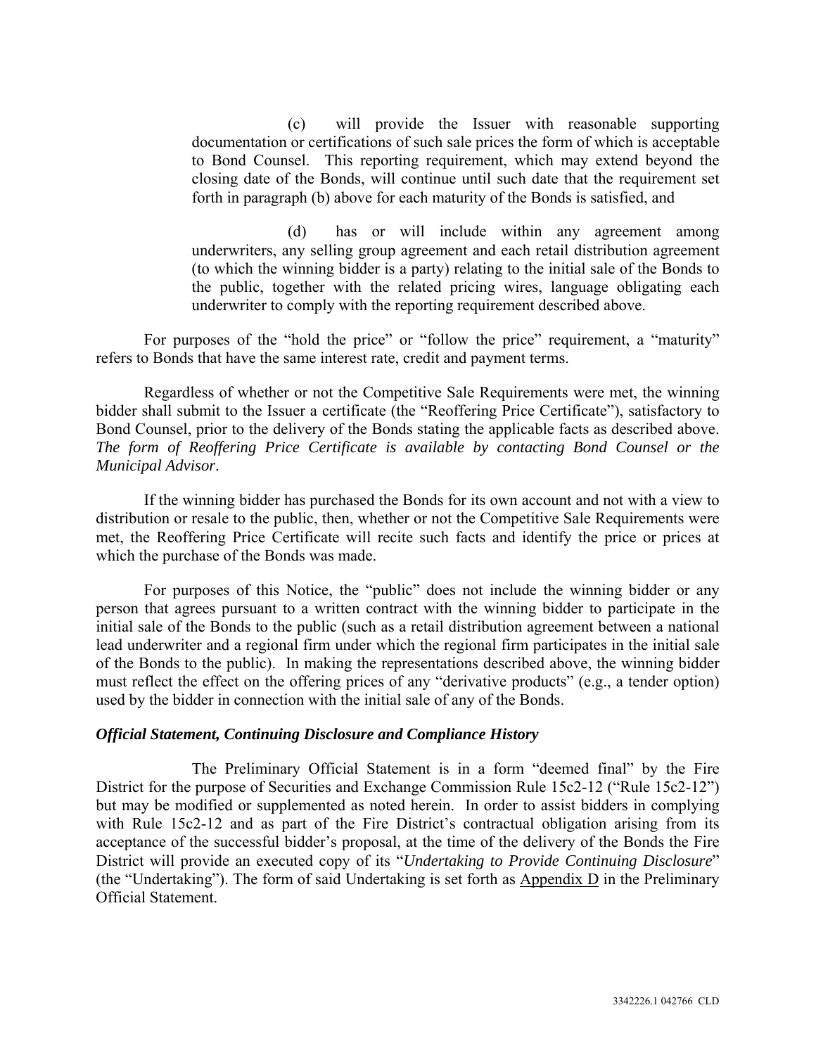(c) will provide the Issuer with reasonable supporting documentation or certifications of such sale prices the form of which is acceptable to Bond Counsel. This reporting requirement, which may extend beyond the closing date of the Bonds, will continue until such date that the requirement set forth in paragraph (b) above for each maturity of the Bonds is satisfied, and

(d) has or will include within any agreement among underwriters, any selling group agreement and each retail distribution agreement (to which the winning bidder is a party) relating to the initial sale of the Bonds to the public, together with the related pricing wires, language obligating each underwriter to comply with the reporting requirement described above.

For purposes of the "hold the price" or "follow the price" requirement, a "maturity" refers to Bonds that have the same interest rate, credit and payment terms.

Regardless of whether or not the Competitive Sale Requirements were met, the winning bidder shall submit to the Issuer a certificate (the "Reoffering Price Certificate"), satisfactory to Bond Counsel, prior to the delivery of the Bonds stating the applicable facts as described above. *The form of Reoffering Price Certificate is available by contacting Bond Counsel or the Municipal Advisor*.

If the winning bidder has purchased the Bonds for its own account and not with a view to distribution or resale to the public, then, whether or not the Competitive Sale Requirements were met, the Reoffering Price Certificate will recite such facts and identify the price or prices at which the purchase of the Bonds was made.

For purposes of this Notice, the "public" does not include the winning bidder or any person that agrees pursuant to a written contract with the winning bidder to participate in the initial sale of the Bonds to the public (such as a retail distribution agreement between a national lead underwriter and a regional firm under which the regional firm participates in the initial sale of the Bonds to the public). In making the representations described above, the winning bidder must reflect the effect on the offering prices of any "derivative products" (e.g., a tender option) used by the bidder in connection with the initial sale of any of the Bonds.

### *Official Statement, Continuing Disclosure and Compliance History*

The Preliminary Official Statement is in a form "deemed final" by the Fire District for the purpose of Securities and Exchange Commission Rule 15c2-12 ("Rule 15c2-12") but may be modified or supplemented as noted herein. In order to assist bidders in complying with Rule 15c2-12 and as part of the Fire District's contractual obligation arising from its acceptance of the successful bidder's proposal, at the time of the delivery of the Bonds the Fire District will provide an executed copy of its "*Undertaking to Provide Continuing Disclosure*" (the "Undertaking"). The form of said Undertaking is set forth as Appendix D in the Preliminary Official Statement.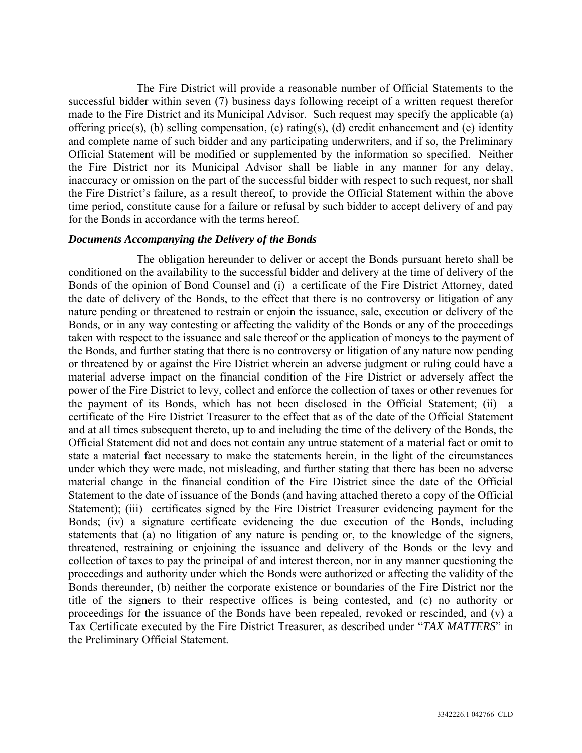The Fire District will provide a reasonable number of Official Statements to the successful bidder within seven (7) business days following receipt of a written request therefor made to the Fire District and its Municipal Advisor. Such request may specify the applicable (a) offering price(s), (b) selling compensation, (c) rating(s), (d) credit enhancement and (e) identity and complete name of such bidder and any participating underwriters, and if so, the Preliminary Official Statement will be modified or supplemented by the information so specified. Neither the Fire District nor its Municipal Advisor shall be liable in any manner for any delay, inaccuracy or omission on the part of the successful bidder with respect to such request, nor shall the Fire District's failure, as a result thereof, to provide the Official Statement within the above time period, constitute cause for a failure or refusal by such bidder to accept delivery of and pay for the Bonds in accordance with the terms hereof.

***Documents Accompanying the Delivery of the Bonds***

The obligation hereunder to deliver or accept the Bonds pursuant hereto shall be conditioned on the availability to the successful bidder and delivery at the time of delivery of the Bonds of the opinion of Bond Counsel and (i) a certificate of the Fire District Attorney, dated the date of delivery of the Bonds, to the effect that there is no controversy or litigation of any nature pending or threatened to restrain or enjoin the issuance, sale, execution or delivery of the Bonds, or in any way contesting or affecting the validity of the Bonds or any of the proceedings taken with respect to the issuance and sale thereof or the application of moneys to the payment of the Bonds, and further stating that there is no controversy or litigation of any nature now pending or threatened by or against the Fire District wherein an adverse judgment or ruling could have a material adverse impact on the financial condition of the Fire District or adversely affect the power of the Fire District to levy, collect and enforce the collection of taxes or other revenues for the payment of its Bonds, which has not been disclosed in the Official Statement; (ii) a certificate of the Fire District Treasurer to the effect that as of the date of the Official Statement and at all times subsequent thereto, up to and including the time of the delivery of the Bonds, the Official Statement did not and does not contain any untrue statement of a material fact or omit to state a material fact necessary to make the statements herein, in the light of the circumstances under which they were made, not misleading, and further stating that there has been no adverse material change in the financial condition of the Fire District since the date of the Official Statement to the date of issuance of the Bonds (and having attached thereto a copy of the Official Statement); (iii) certificates signed by the Fire District Treasurer evidencing payment for the Bonds; (iv) a signature certificate evidencing the due execution of the Bonds, including statements that (a) no litigation of any nature is pending or, to the knowledge of the signers, threatened, restraining or enjoining the issuance and delivery of the Bonds or the levy and collection of taxes to pay the principal of and interest thereon, nor in any manner questioning the proceedings and authority under which the Bonds were authorized or affecting the validity of the Bonds thereunder, (b) neither the corporate existence or boundaries of the Fire District nor the title of the signers to their respective offices is being contested, and (c) no authority or proceedings for the issuance of the Bonds have been repealed, revoked or rescinded, and (v) a Tax Certificate executed by the Fire District Treasurer, as described under "*TAX MATTERS*" in the Preliminary Official Statement.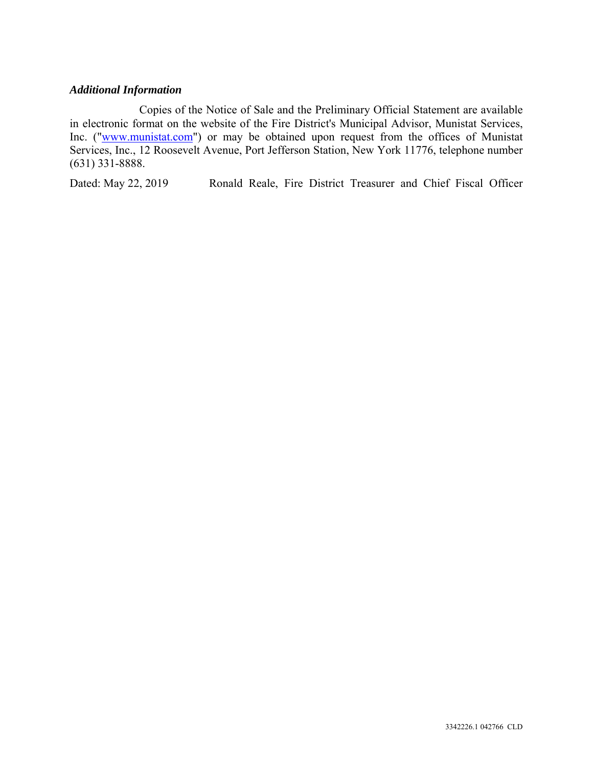***Additional Information***

Copies of the Notice of Sale and the Preliminary Official Statement are available in electronic format on the website of the Fire District's Municipal Advisor, Munistat Services, Inc. ("www.munistat.com") or may be obtained upon request from the offices of Munistat Services, Inc., 12 Roosevelt Avenue, Port Jefferson Station, New York 11776, telephone number (631) 331-8888.

Dated: May 22, 2019 Ronald Reale, Fire District Treasurer and Chief Fiscal Officer

3342226.1 042766 CLD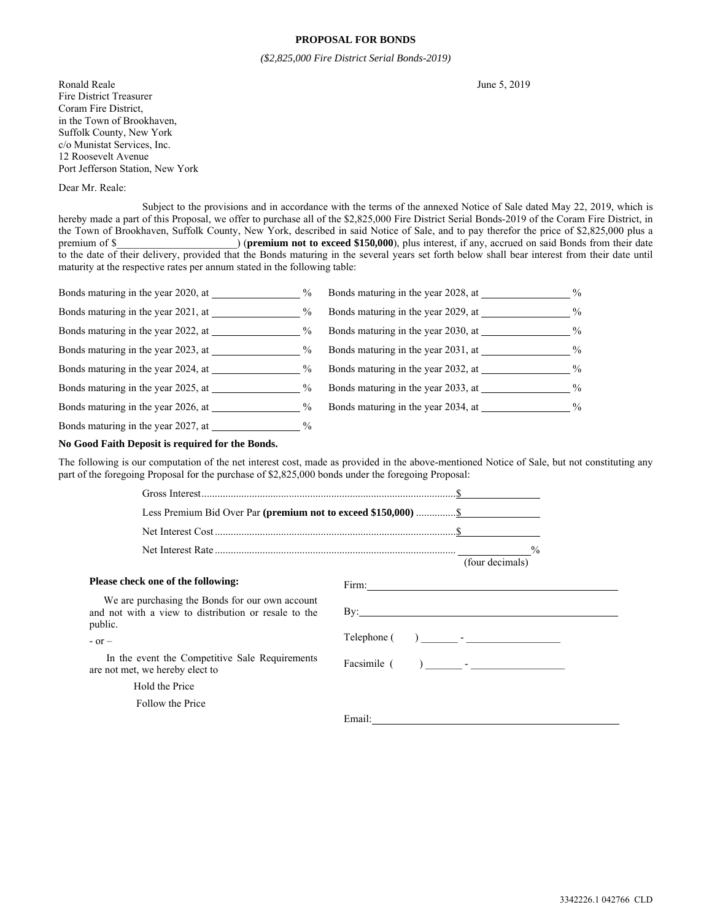# PROPOSAL FOR BONDS

*($2,825,000 Fire District Serial Bonds-2019)*

Ronald Reale
Fire District Treasurer
Coram Fire District,
in the Town of Brookhaven,
Suffolk County, New York
c/o Munistat Services, Inc.
12 Roosevelt Avenue
Port Jefferson Station, New York

June 5, 2019

Dear Mr. Reale:

Subject to the provisions and in accordance with the terms of the annexed Notice of Sale dated May 22, 2019, which is hereby made a part of this Proposal, we offer to purchase all of the $2,825,000 Fire District Serial Bonds-2019 of the Coram Fire District, in the Town of Brookhaven, Suffolk County, New York, described in said Notice of Sale, and to pay therefor the price of $2,825,000 plus a premium of $\_\_\_\_\_\_\_\_\_\_\_\_\_\_\_\_\_\_\_\_ (**premium not to exceed $150,000**), plus interest, if any, accrued on said Bonds from their date to the date of their delivery, provided that the Bonds maturing in the several years set forth below shall bear interest from their date until maturity at the respective rates per annum stated in the following table:

Bonds maturing in the year 2020, at \_\_\_\_\_\_\_\_\_\_\_\_\_\_\_ %
Bonds maturing in the year 2021, at \_\_\_\_\_\_\_\_\_\_\_\_\_\_\_ %
Bonds maturing in the year 2022, at \_\_\_\_\_\_\_\_\_\_\_\_\_\_\_ %
Bonds maturing in the year 2023, at \_\_\_\_\_\_\_\_\_\_\_\_\_\_\_ %
Bonds maturing in the year 2024, at \_\_\_\_\_\_\_\_\_\_\_\_\_\_\_ %
Bonds maturing in the year 2025, at \_\_\_\_\_\_\_\_\_\_\_\_\_\_\_ %
Bonds maturing in the year 2026, at \_\_\_\_\_\_\_\_\_\_\_\_\_\_\_ %
Bonds maturing in the year 2027, at \_\_\_\_\_\_\_\_\_\_\_\_\_\_\_ %
Bonds maturing in the year 2028, at \_\_\_\_\_\_\_\_\_\_\_\_\_\_\_ %
Bonds maturing in the year 2029, at \_\_\_\_\_\_\_\_\_\_\_\_\_\_\_ %
Bonds maturing in the year 2030, at \_\_\_\_\_\_\_\_\_\_\_\_\_\_\_ %
Bonds maturing in the year 2031, at \_\_\_\_\_\_\_\_\_\_\_\_\_\_\_ %
Bonds maturing in the year 2032, at \_\_\_\_\_\_\_\_\_\_\_\_\_\_\_ %
Bonds maturing in the year 2033, at \_\_\_\_\_\_\_\_\_\_\_\_\_\_\_ %
Bonds maturing in the year 2034, at \_\_\_\_\_\_\_\_\_\_\_\_\_\_\_ %

**No Good Faith Deposit is required for the Bonds.**

The following is our computation of the net interest cost, made as provided in the above-mentioned Notice of Sale, but not constituting any part of the foregoing Proposal for the purchase of $2,825,000 bonds under the foregoing Proposal:

Gross Interest............................................................................................$\_\_\_\_\_\_\_\_\_\_\_\_\_\_\_
Less Premium Bid Over Par **(premium not to exceed $150,000)** ...............$\_\_\_\_\_\_\_\_\_\_\_\_\_\_\_
Net Interest Cost........................................................................................$\_\_\_\_\_\_\_\_\_\_\_\_\_\_\_
Net Interest Rate........................................................................................ \_\_\_\_\_\_\_\_\_\_\_\_\_ %
(four decimals)

**Please check one of the following:**

We are purchasing the Bonds for our own account and not with a view to distribution or resale to the public.

- or –

In the event the Competitive Sale Requirements are not met, we hereby elect to

Hold the Price

Follow the Price

Firm: \_\_\_\_\_\_\_\_\_\_\_\_\_\_\_\_\_\_\_\_\_\_\_\_\_\_\_\_\_\_\_\_\_\_\_\_

By: \_\_\_\_\_\_\_\_\_\_\_\_\_\_\_\_\_\_\_\_\_\_\_\_\_\_\_\_\_\_\_\_\_\_\_\_

Telephone ( ) \_\_\_\_\_\_ - \_\_\_\_\_\_\_\_\_\_\_\_\_\_\_

Facsimile ( ) \_\_\_\_\_\_ - \_\_\_\_\_\_\_\_\_\_\_\_\_\_\_

Email: \_\_\_\_\_\_\_\_\_\_\_\_\_\_\_\_\_\_\_\_\_\_\_\_\_\_\_\_\_\_\_\_\_\_\_\_

3342226.1 042766 CLD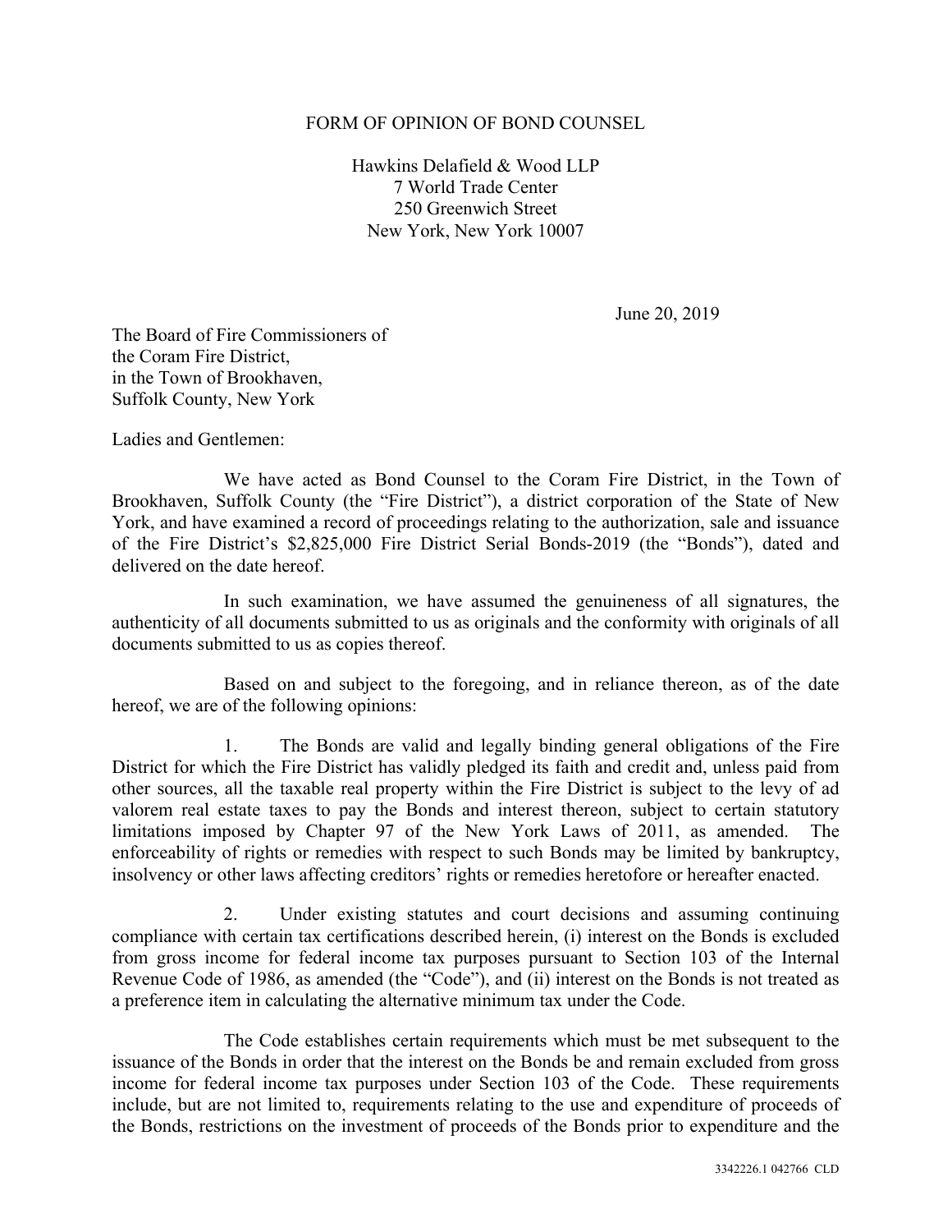FORM OF OPINION OF BOND COUNSEL

Hawkins Delafield & Wood LLP
7 World Trade Center
250 Greenwich Street
New York, New York 10007

June 20, 2019

The Board of Fire Commissioners of
the Coram Fire District,
in the Town of Brookhaven,
Suffolk County, New York

Ladies and Gentlemen:

We have acted as Bond Counsel to the Coram Fire District, in the Town of Brookhaven, Suffolk County (the "Fire District"), a district corporation of the State of New York, and have examined a record of proceedings relating to the authorization, sale and issuance of the Fire District's $2,825,000 Fire District Serial Bonds-2019 (the "Bonds"), dated and delivered on the date hereof.

In such examination, we have assumed the genuineness of all signatures, the authenticity of all documents submitted to us as originals and the conformity with originals of all documents submitted to us as copies thereof.

Based on and subject to the foregoing, and in reliance thereon, as of the date hereof, we are of the following opinions:

1. The Bonds are valid and legally binding general obligations of the Fire District for which the Fire District has validly pledged its faith and credit and, unless paid from other sources, all the taxable real property within the Fire District is subject to the levy of ad valorem real estate taxes to pay the Bonds and interest thereon, subject to certain statutory limitations imposed by Chapter 97 of the New York Laws of 2011, as amended. The enforceability of rights or remedies with respect to such Bonds may be limited by bankruptcy, insolvency or other laws affecting creditors' rights or remedies heretofore or hereafter enacted.

2. Under existing statutes and court decisions and assuming continuing compliance with certain tax certifications described herein, (i) interest on the Bonds is excluded from gross income for federal income tax purposes pursuant to Section 103 of the Internal Revenue Code of 1986, as amended (the "Code"), and (ii) interest on the Bonds is not treated as a preference item in calculating the alternative minimum tax under the Code.

The Code establishes certain requirements which must be met subsequent to the issuance of the Bonds in order that the interest on the Bonds be and remain excluded from gross income for federal income tax purposes under Section 103 of the Code. These requirements include, but are not limited to, requirements relating to the use and expenditure of proceeds of the Bonds, restrictions on the investment of proceeds of the Bonds prior to expenditure and the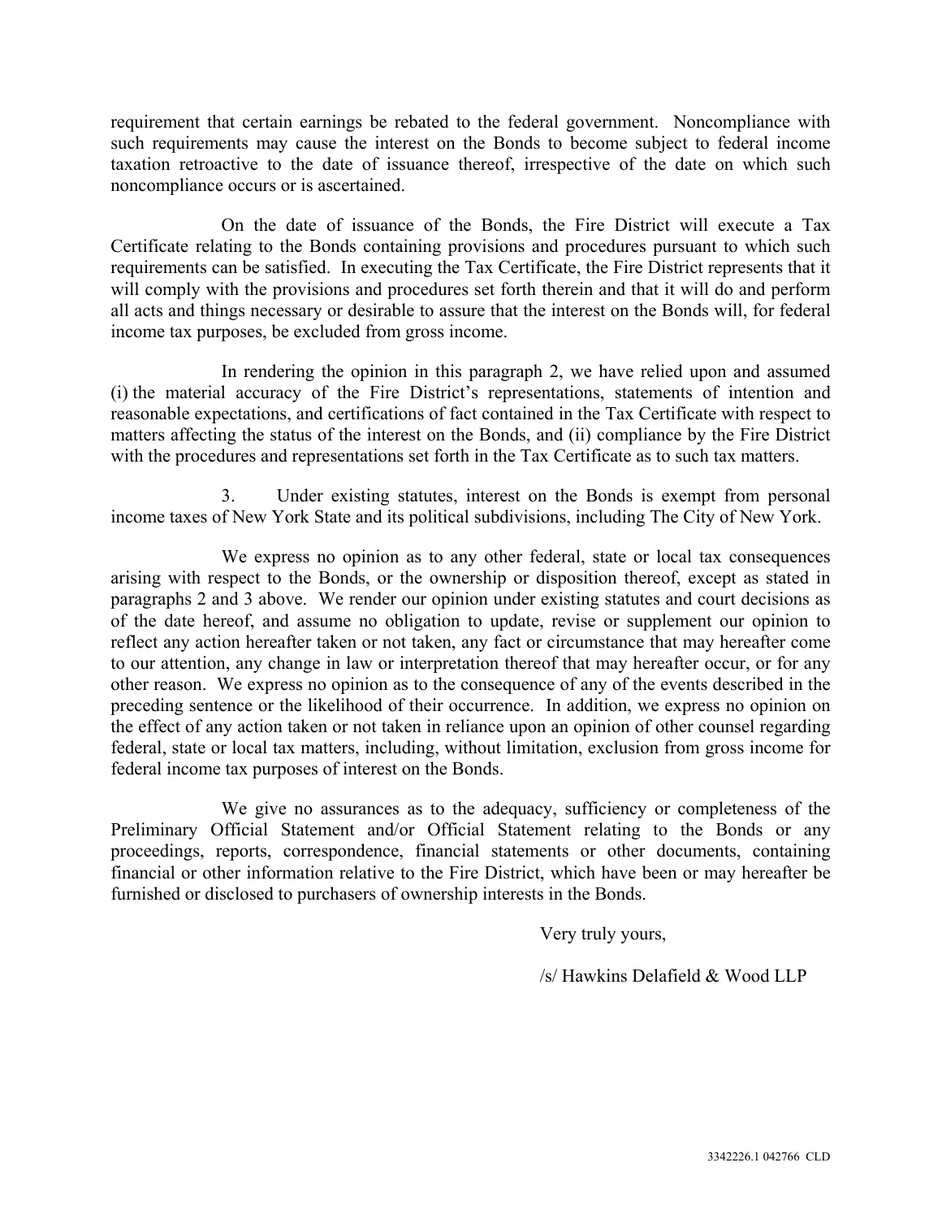requirement that certain earnings be rebated to the federal government. Noncompliance with such requirements may cause the interest on the Bonds to become subject to federal income taxation retroactive to the date of issuance thereof, irrespective of the date on which such noncompliance occurs or is ascertained.

On the date of issuance of the Bonds, the Fire District will execute a Tax Certificate relating to the Bonds containing provisions and procedures pursuant to which such requirements can be satisfied. In executing the Tax Certificate, the Fire District represents that it will comply with the provisions and procedures set forth therein and that it will do and perform all acts and things necessary or desirable to assure that the interest on the Bonds will, for federal income tax purposes, be excluded from gross income.

In rendering the opinion in this paragraph 2, we have relied upon and assumed (i) the material accuracy of the Fire District's representations, statements of intention and reasonable expectations, and certifications of fact contained in the Tax Certificate with respect to matters affecting the status of the interest on the Bonds, and (ii) compliance by the Fire District with the procedures and representations set forth in the Tax Certificate as to such tax matters.

3. Under existing statutes, interest on the Bonds is exempt from personal income taxes of New York State and its political subdivisions, including The City of New York.

We express no opinion as to any other federal, state or local tax consequences arising with respect to the Bonds, or the ownership or disposition thereof, except as stated in paragraphs 2 and 3 above. We render our opinion under existing statutes and court decisions as of the date hereof, and assume no obligation to update, revise or supplement our opinion to reflect any action hereafter taken or not taken, any fact or circumstance that may hereafter come to our attention, any change in law or interpretation thereof that may hereafter occur, or for any other reason. We express no opinion as to the consequence of any of the events described in the preceding sentence or the likelihood of their occurrence. In addition, we express no opinion on the effect of any action taken or not taken in reliance upon an opinion of other counsel regarding federal, state or local tax matters, including, without limitation, exclusion from gross income for federal income tax purposes of interest on the Bonds.

We give no assurances as to the adequacy, sufficiency or completeness of the Preliminary Official Statement and/or Official Statement relating to the Bonds or any proceedings, reports, correspondence, financial statements or other documents, containing financial or other information relative to the Fire District, which have been or may hereafter be furnished or disclosed to purchasers of ownership interests in the Bonds.

Very truly yours,

/s/ Hawkins Delafield & Wood LLP

3342226.1 042766 CLD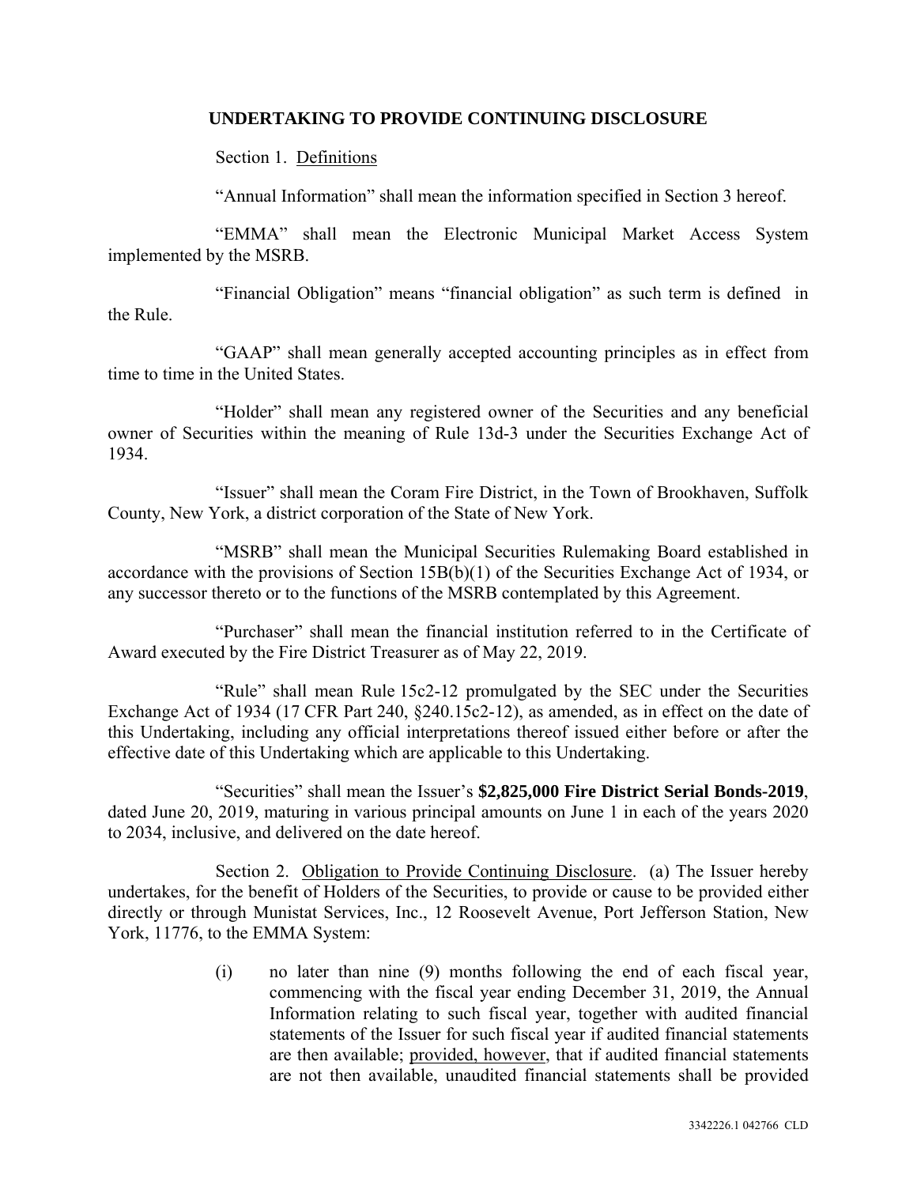## UNDERTAKING TO PROVIDE CONTINUING DISCLOSURE

Section 1. Definitions

"Annual Information" shall mean the information specified in Section 3 hereof.

"EMMA" shall mean the Electronic Municipal Market Access System implemented by the MSRB.

"Financial Obligation" means "financial obligation" as such term is defined in the Rule.

"GAAP" shall mean generally accepted accounting principles as in effect from time to time in the United States.

"Holder" shall mean any registered owner of the Securities and any beneficial owner of Securities within the meaning of Rule 13d-3 under the Securities Exchange Act of 1934.

"Issuer" shall mean the Coram Fire District, in the Town of Brookhaven, Suffolk County, New York, a district corporation of the State of New York.

"MSRB" shall mean the Municipal Securities Rulemaking Board established in accordance with the provisions of Section 15B(b)(1) of the Securities Exchange Act of 1934, or any successor thereto or to the functions of the MSRB contemplated by this Agreement.

"Purchaser" shall mean the financial institution referred to in the Certificate of Award executed by the Fire District Treasurer as of May 22, 2019.

"Rule" shall mean Rule 15c2-12 promulgated by the SEC under the Securities Exchange Act of 1934 (17 CFR Part 240, §240.15c2-12), as amended, as in effect on the date of this Undertaking, including any official interpretations thereof issued either before or after the effective date of this Undertaking which are applicable to this Undertaking.

"Securities" shall mean the Issuer's **$2,825,000 Fire District Serial Bonds-2019**, dated June 20, 2019, maturing in various principal amounts on June 1 in each of the years 2020 to 2034, inclusive, and delivered on the date hereof.

Section 2. Obligation to Provide Continuing Disclosure. (a) The Issuer hereby undertakes, for the benefit of Holders of the Securities, to provide or cause to be provided either directly or through Munistat Services, Inc., 12 Roosevelt Avenue, Port Jefferson Station, New York, 11776, to the EMMA System:

(i) no later than nine (9) months following the end of each fiscal year, commencing with the fiscal year ending December 31, 2019, the Annual Information relating to such fiscal year, together with audited financial statements of the Issuer for such fiscal year if audited financial statements are then available; provided, however, that if audited financial statements are not then available, unaudited financial statements shall be provided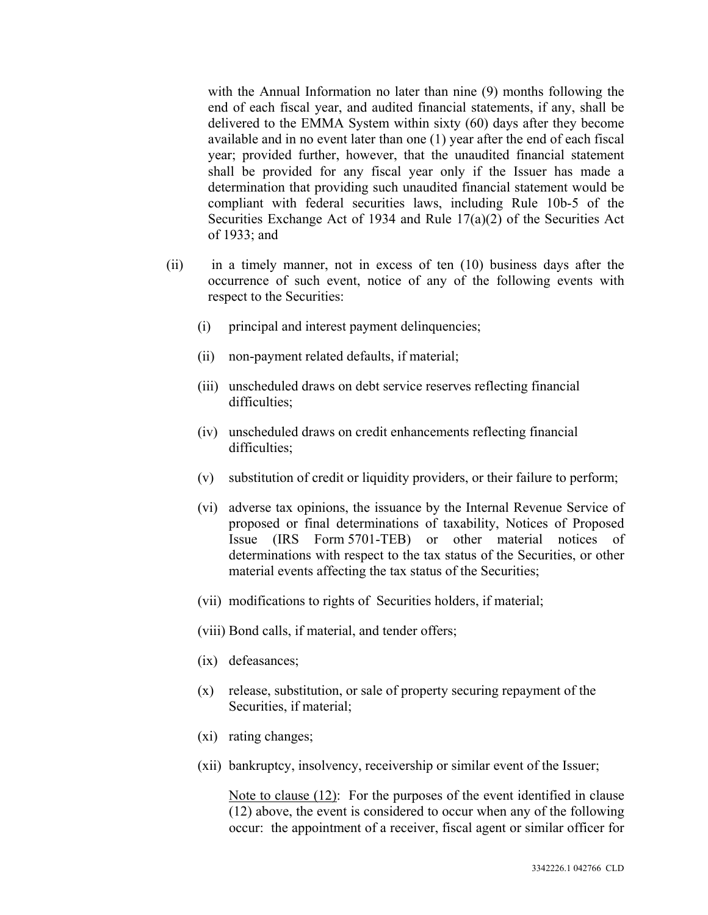with the Annual Information no later than nine (9) months following the end of each fiscal year, and audited financial statements, if any, shall be delivered to the EMMA System within sixty (60) days after they become available and in no event later than one (1) year after the end of each fiscal year; provided further, however, that the unaudited financial statement shall be provided for any fiscal year only if the Issuer has made a determination that providing such unaudited financial statement would be compliant with federal securities laws, including Rule 10b-5 of the Securities Exchange Act of 1934 and Rule 17(a)(2) of the Securities Act of 1933; and

(ii) in a timely manner, not in excess of ten (10) business days after the occurrence of such event, notice of any of the following events with respect to the Securities:

(i) principal and interest payment delinquencies;

(ii) non-payment related defaults, if material;

(iii) unscheduled draws on debt service reserves reflecting financial difficulties;

(iv) unscheduled draws on credit enhancements reflecting financial difficulties;

(v) substitution of credit or liquidity providers, or their failure to perform;

(vi) adverse tax opinions, the issuance by the Internal Revenue Service of proposed or final determinations of taxability, Notices of Proposed Issue (IRS Form 5701-TEB) or other material notices of determinations with respect to the tax status of the Securities, or other material events affecting the tax status of the Securities;

(vii) modifications to rights of Securities holders, if material;

(viii) Bond calls, if material, and tender offers;

(ix) defeasances;

(x) release, substitution, or sale of property securing repayment of the Securities, if material;

(xi) rating changes;

(xii) bankruptcy, insolvency, receivership or similar event of the Issuer;

Note to clause (12): For the purposes of the event identified in clause (12) above, the event is considered to occur when any of the following occur: the appointment of a receiver, fiscal agent or similar officer for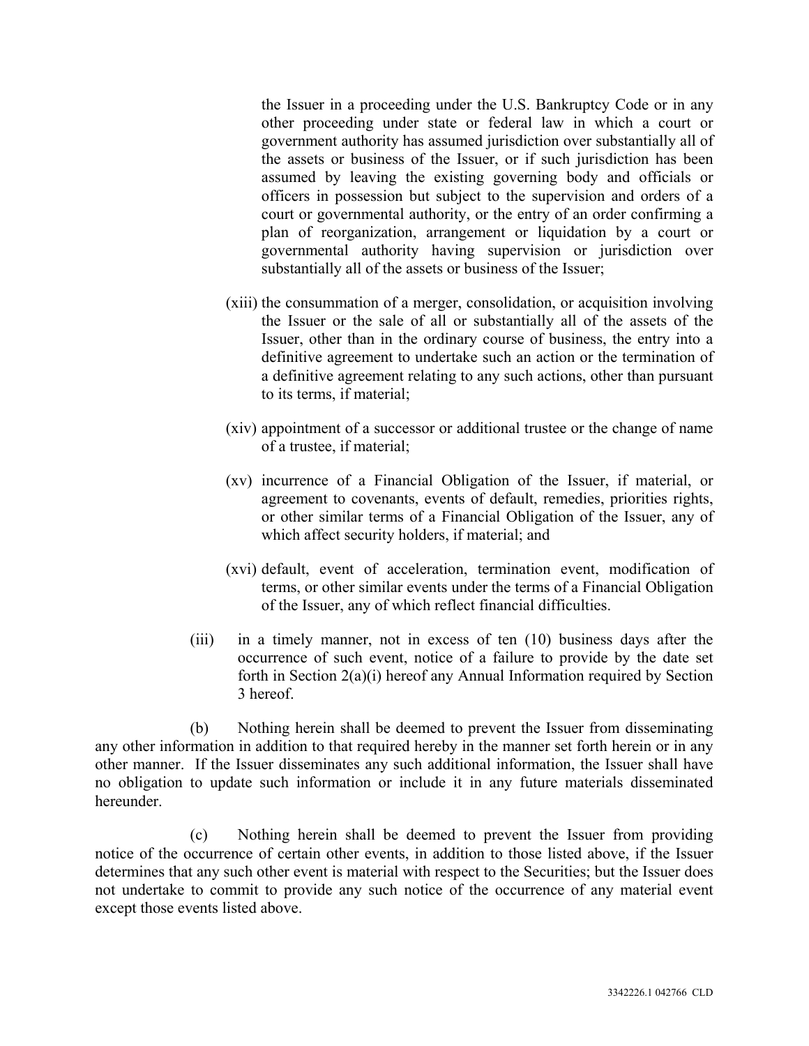the Issuer in a proceeding under the U.S. Bankruptcy Code or in any other proceeding under state or federal law in which a court or government authority has assumed jurisdiction over substantially all of the assets or business of the Issuer, or if such jurisdiction has been assumed by leaving the existing governing body and officials or officers in possession but subject to the supervision and orders of a court or governmental authority, or the entry of an order confirming a plan of reorganization, arrangement or liquidation by a court or governmental authority having supervision or jurisdiction over substantially all of the assets or business of the Issuer;

(xiii) the consummation of a merger, consolidation, or acquisition involving the Issuer or the sale of all or substantially all of the assets of the Issuer, other than in the ordinary course of business, the entry into a definitive agreement to undertake such an action or the termination of a definitive agreement relating to any such actions, other than pursuant to its terms, if material;

(xiv) appointment of a successor or additional trustee or the change of name of a trustee, if material;

(xv) incurrence of a Financial Obligation of the Issuer, if material, or agreement to covenants, events of default, remedies, priorities rights, or other similar terms of a Financial Obligation of the Issuer, any of which affect security holders, if material; and

(xvi) default, event of acceleration, termination event, modification of terms, or other similar events under the terms of a Financial Obligation of the Issuer, any of which reflect financial difficulties.

(iii) in a timely manner, not in excess of ten (10) business days after the occurrence of such event, notice of a failure to provide by the date set forth in Section 2(a)(i) hereof any Annual Information required by Section 3 hereof.

(b) Nothing herein shall be deemed to prevent the Issuer from disseminating any other information in addition to that required hereby in the manner set forth herein or in any other manner. If the Issuer disseminates any such additional information, the Issuer shall have no obligation to update such information or include it in any future materials disseminated hereunder.

(c) Nothing herein shall be deemed to prevent the Issuer from providing notice of the occurrence of certain other events, in addition to those listed above, if the Issuer determines that any such other event is material with respect to the Securities; but the Issuer does not undertake to commit to provide any such notice of the occurrence of any material event except those events listed above.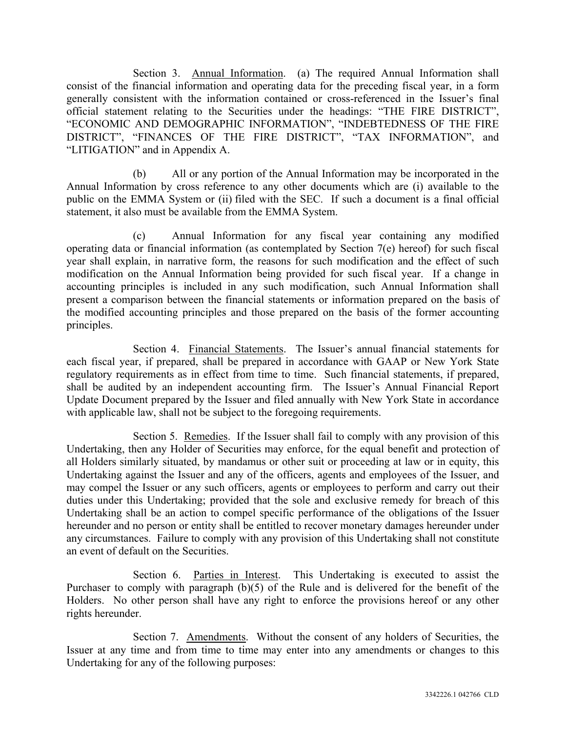Section 3. Annual Information. (a) The required Annual Information shall consist of the financial information and operating data for the preceding fiscal year, in a form generally consistent with the information contained or cross-referenced in the Issuer's final official statement relating to the Securities under the headings: "THE FIRE DISTRICT", "ECONOMIC AND DEMOGRAPHIC INFORMATION", "INDEBTEDNESS OF THE FIRE DISTRICT", "FINANCES OF THE FIRE DISTRICT", "TAX INFORMATION", and "LITIGATION" and in Appendix A.

(b) All or any portion of the Annual Information may be incorporated in the Annual Information by cross reference to any other documents which are (i) available to the public on the EMMA System or (ii) filed with the SEC. If such a document is a final official statement, it also must be available from the EMMA System.

(c) Annual Information for any fiscal year containing any modified operating data or financial information (as contemplated by Section 7(e) hereof) for such fiscal year shall explain, in narrative form, the reasons for such modification and the effect of such modification on the Annual Information being provided for such fiscal year. If a change in accounting principles is included in any such modification, such Annual Information shall present a comparison between the financial statements or information prepared on the basis of the modified accounting principles and those prepared on the basis of the former accounting principles.

Section 4. Financial Statements. The Issuer's annual financial statements for each fiscal year, if prepared, shall be prepared in accordance with GAAP or New York State regulatory requirements as in effect from time to time. Such financial statements, if prepared, shall be audited by an independent accounting firm. The Issuer's Annual Financial Report Update Document prepared by the Issuer and filed annually with New York State in accordance with applicable law, shall not be subject to the foregoing requirements.

Section 5. Remedies. If the Issuer shall fail to comply with any provision of this Undertaking, then any Holder of Securities may enforce, for the equal benefit and protection of all Holders similarly situated, by mandamus or other suit or proceeding at law or in equity, this Undertaking against the Issuer and any of the officers, agents and employees of the Issuer, and may compel the Issuer or any such officers, agents or employees to perform and carry out their duties under this Undertaking; provided that the sole and exclusive remedy for breach of this Undertaking shall be an action to compel specific performance of the obligations of the Issuer hereunder and no person or entity shall be entitled to recover monetary damages hereunder under any circumstances. Failure to comply with any provision of this Undertaking shall not constitute an event of default on the Securities.

Section 6. Parties in Interest. This Undertaking is executed to assist the Purchaser to comply with paragraph (b)(5) of the Rule and is delivered for the benefit of the Holders. No other person shall have any right to enforce the provisions hereof or any other rights hereunder.

Section 7. Amendments. Without the consent of any holders of Securities, the Issuer at any time and from time to time may enter into any amendments or changes to this Undertaking for any of the following purposes: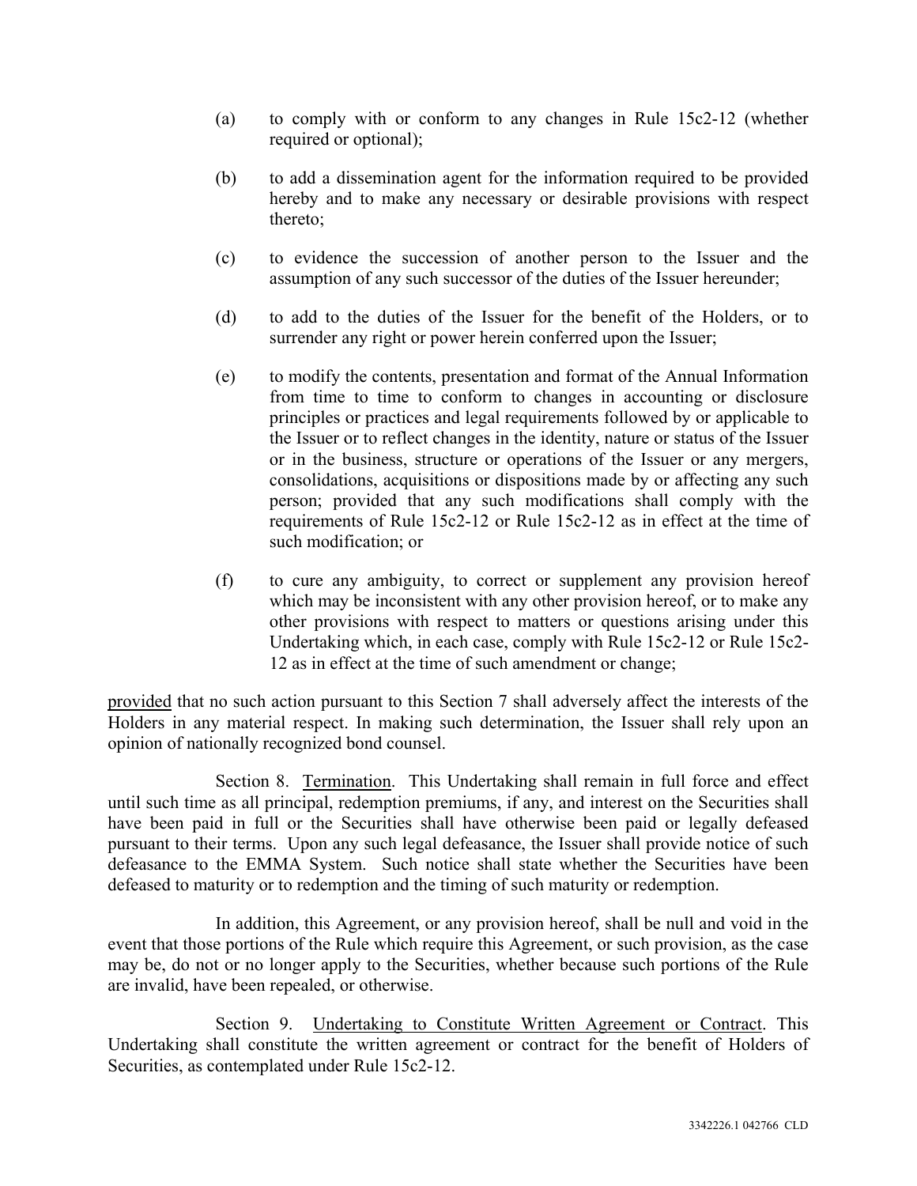(a) to comply with or conform to any changes in Rule 15c2-12 (whether required or optional);

(b) to add a dissemination agent for the information required to be provided hereby and to make any necessary or desirable provisions with respect thereto;

(c) to evidence the succession of another person to the Issuer and the assumption of any such successor of the duties of the Issuer hereunder;

(d) to add to the duties of the Issuer for the benefit of the Holders, or to surrender any right or power herein conferred upon the Issuer;

(e) to modify the contents, presentation and format of the Annual Information from time to time to conform to changes in accounting or disclosure principles or practices and legal requirements followed by or applicable to the Issuer or to reflect changes in the identity, nature or status of the Issuer or in the business, structure or operations of the Issuer or any mergers, consolidations, acquisitions or dispositions made by or affecting any such person; provided that any such modifications shall comply with the requirements of Rule 15c2-12 or Rule 15c2-12 as in effect at the time of such modification; or

(f) to cure any ambiguity, to correct or supplement any provision hereof which may be inconsistent with any other provision hereof, or to make any other provisions with respect to matters or questions arising under this Undertaking which, in each case, comply with Rule 15c2-12 or Rule 15c2-12 as in effect at the time of such amendment or change;

provided that no such action pursuant to this Section 7 shall adversely affect the interests of the Holders in any material respect. In making such determination, the Issuer shall rely upon an opinion of nationally recognized bond counsel.

Section 8. Termination. This Undertaking shall remain in full force and effect until such time as all principal, redemption premiums, if any, and interest on the Securities shall have been paid in full or the Securities shall have otherwise been paid or legally defeased pursuant to their terms. Upon any such legal defeasance, the Issuer shall provide notice of such defeasance to the EMMA System. Such notice shall state whether the Securities have been defeased to maturity or to redemption and the timing of such maturity or redemption.

In addition, this Agreement, or any provision hereof, shall be null and void in the event that those portions of the Rule which require this Agreement, or such provision, as the case may be, do not or no longer apply to the Securities, whether because such portions of the Rule are invalid, have been repealed, or otherwise.

Section 9. Undertaking to Constitute Written Agreement or Contract. This Undertaking shall constitute the written agreement or contract for the benefit of Holders of Securities, as contemplated under Rule 15c2-12.

3342226.1 042766 CLD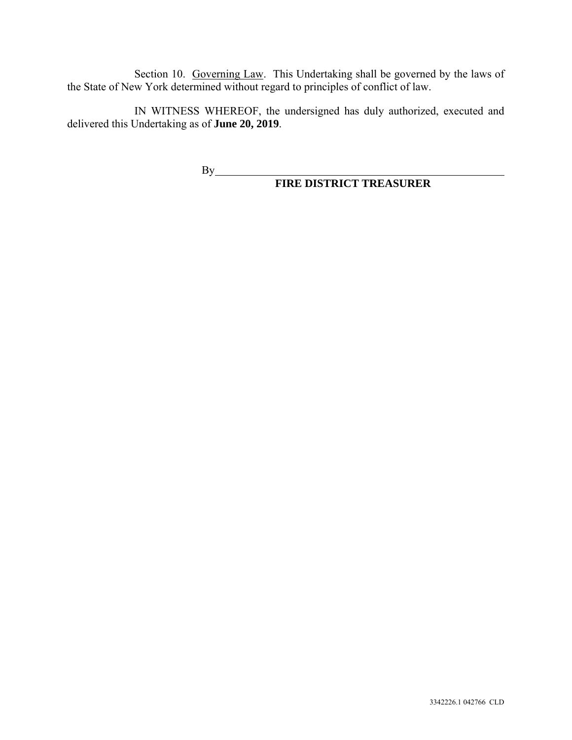Section 10. Governing Law. This Undertaking shall be governed by the laws of the State of New York determined without regard to principles of conflict of law.

IN WITNESS WHEREOF, the undersigned has duly authorized, executed and delivered this Undertaking as of **June 20, 2019**.

By\_\_\_\_\_\_\_\_\_\_\_\_\_\_\_\_\_\_\_\_\_\_\_\_\_\_\_\_\_\_\_\_\_\_\_\_\_\_\_\_\_\_\_\_

**FIRE DISTRICT TREASURER**

3342226.1 042766 CLD